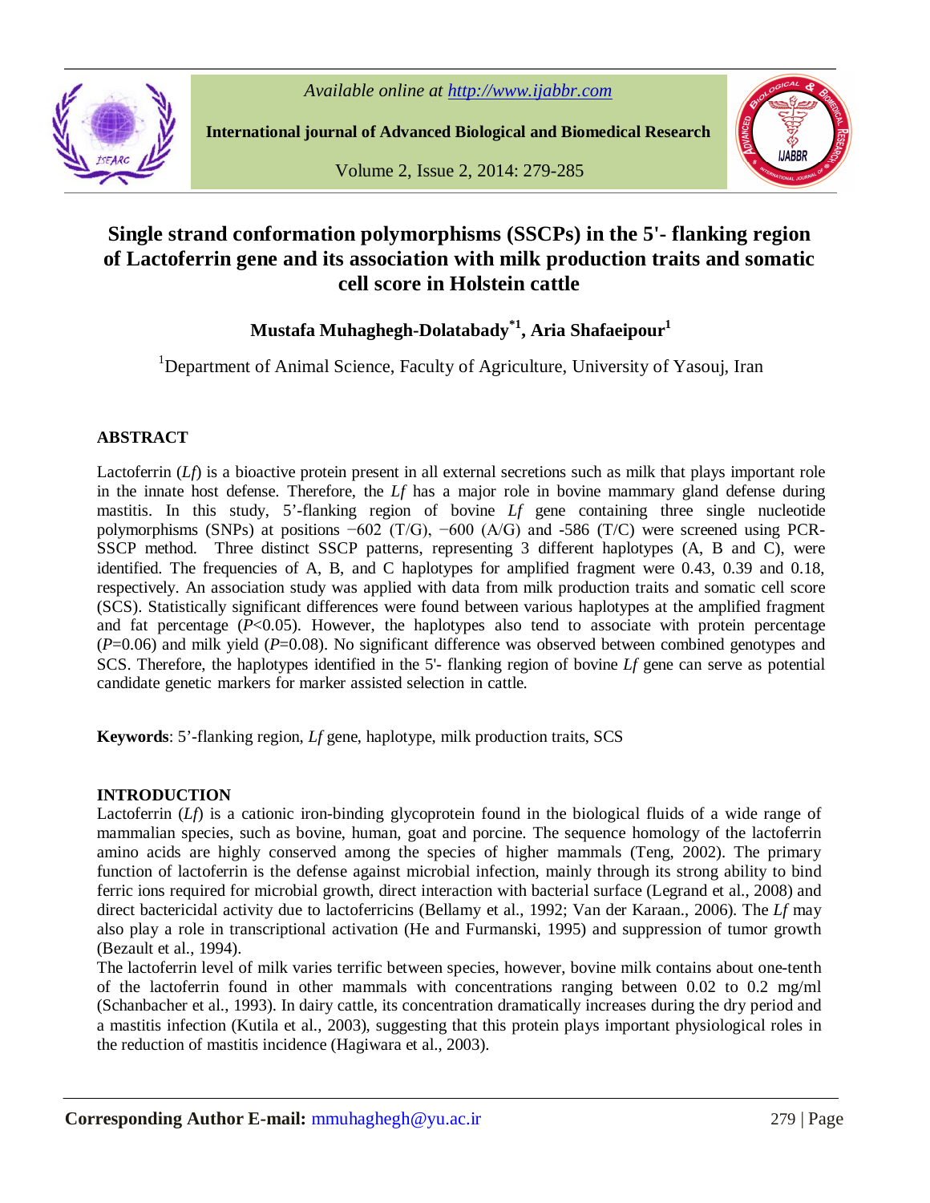# Single strand conformation polymorphisms (SSCPs) in the 5'- flanking region of Lactoferrin gene and its association with milk production traits and somatic cell score in Holstein cattle

**Mustafa Muhaghegh-Dolatabady[*1], Aria Shafaeipour[1]**

[1]Department of Animal Science, Faculty of Agriculture, University of Yasouj, Iran

## ABSTRACT

Lactoferrin (*Lf*) is a bioactive protein present in all external secretions such as milk that plays important role in the innate host defense. Therefore, the *Lf* has a major role in bovine mammary gland defense during mastitis. In this study, 5'-flanking region of bovine *Lf* gene containing three single nucleotide polymorphisms (SNPs) at positions −602 (T/G), −600 (A/G) and -586 (T/C) were screened using PCR-SSCP method. Three distinct SSCP patterns, representing 3 different haplotypes (A, B and C), were identified. The frequencies of A, B, and C haplotypes for amplified fragment were 0.43, 0.39 and 0.18, respectively. An association study was applied with data from milk production traits and somatic cell score (SCS). Statistically significant differences were found between various haplotypes at the amplified fragment and fat percentage ($P<0.05$). However, the haplotypes also tend to associate with protein percentage ($P=0.06$) and milk yield ($P=0.08$). No significant difference was observed between combined genotypes and SCS. Therefore, the haplotypes identified in the 5'- flanking region of bovine *Lf* gene can serve as potential candidate genetic markers for marker assisted selection in cattle.

**Keywords**: 5'-flanking region, *Lf* gene, haplotype, milk production traits, SCS

## INTRODUCTION

Lactoferrin (*Lf*) is a cationic iron-binding glycoprotein found in the biological fluids of a wide range of mammalian species, such as bovine, human, goat and porcine. The sequence homology of the lactoferrin amino acids are highly conserved among the species of higher mammals (Teng, 2002). The primary function of lactoferrin is the defense against microbial infection, mainly through its strong ability to bind ferric ions required for microbial growth, direct interaction with bacterial surface (Legrand et al., 2008) and direct bactericidal activity due to lactoferricins (Bellamy et al., 1992; Van der Karaan., 2006). The *Lf* may also play a role in transcriptional activation (He and Furmanski, 1995) and suppression of tumor growth (Bezault et al., 1994).

The lactoferrin level of milk varies terrific between species, however, bovine milk contains about one-tenth of the lactoferrin found in other mammals with concentrations ranging between 0.02 to 0.2 mg/ml (Schanbacher et al., 1993). In dairy cattle, its concentration dramatically increases during the dry period and a mastitis infection (Kutila et al., 2003), suggesting that this protein plays important physiological roles in the reduction of mastitis incidence (Hagiwara et al., 2003).

**Corresponding Author E-mail:** mmuhaghegh@yu.ac.ir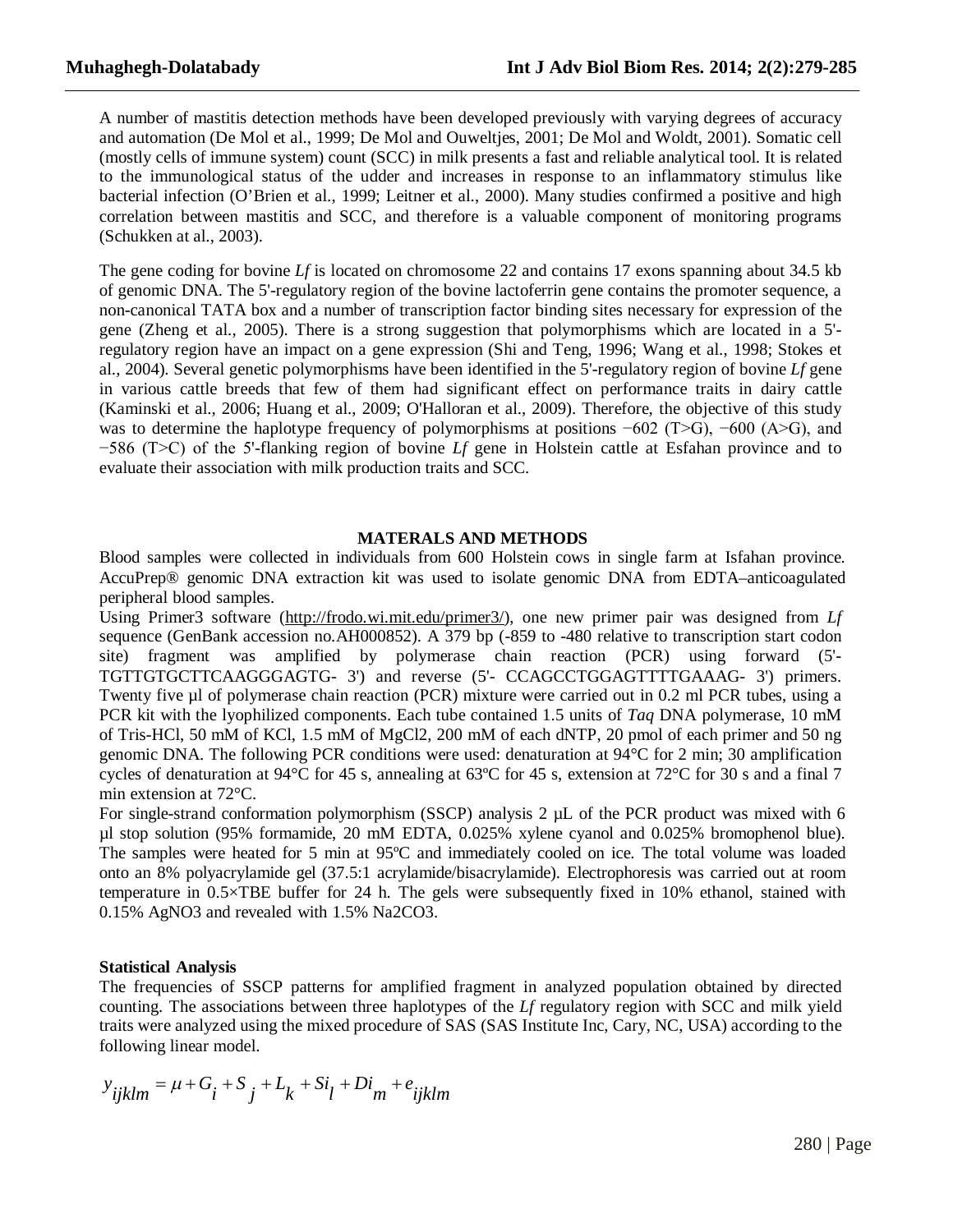A number of mastitis detection methods have been developed previously with varying degrees of accuracy and automation (De Mol et al., 1999; De Mol and Ouweltjes, 2001; De Mol and Woldt, 2001). Somatic cell (mostly cells of immune system) count (SCC) in milk presents a fast and reliable analytical tool. It is related to the immunological status of the udder and increases in response to an inflammatory stimulus like bacterial infection (O'Brien et al., 1999; Leitner et al., 2000). Many studies confirmed a positive and high correlation between mastitis and SCC, and therefore is a valuable component of monitoring programs (Schukken at al., 2003).

The gene coding for bovine *Lf* is located on chromosome 22 and contains 17 exons spanning about 34.5 kb of genomic DNA. The 5'-regulatory region of the bovine lactoferrin gene contains the promoter sequence, a non-canonical TATA box and a number of transcription factor binding sites necessary for expression of the gene (Zheng et al., 2005). There is a strong suggestion that polymorphisms which are located in a 5'-regulatory region have an impact on a gene expression (Shi and Teng, 1996; Wang et al., 1998; Stokes et al., 2004). Several genetic polymorphisms have been identified in the 5'-regulatory region of bovine *Lf* gene in various cattle breeds that few of them had significant effect on performance traits in dairy cattle (Kaminski et al., 2006; Huang et al., 2009; O'Halloran et al., 2009). Therefore, the objective of this study was to determine the haplotype frequency of polymorphisms at positions −602 (T>G), −600 (A>G), and −586 (T>C) of the 5'-flanking region of bovine *Lf* gene in Holstein cattle at Esfahan province and to evaluate their association with milk production traits and SCC.

## MATERALS AND METHODS

Blood samples were collected in individuals from 600 Holstein cows in single farm at Isfahan province. AccuPrep® genomic DNA extraction kit was used to isolate genomic DNA from EDTA–anticoagulated peripheral blood samples.

Using Primer3 software (http://frodo.wi.mit.edu/primer3/), one new primer pair was designed from *Lf* sequence (GenBank accession no.AH000852). A 379 bp (-859 to -480 relative to transcription start codon site) fragment was amplified by polymerase chain reaction (PCR) using forward (5'-TGTTGTGCTTCAAGGGAGTG- 3') and reverse (5'- CCAGCCTGGAGTTTTGAAAG- 3') primers. Twenty five µl of polymerase chain reaction (PCR) mixture were carried out in 0.2 ml PCR tubes, using a PCR kit with the lyophilized components. Each tube contained 1.5 units of *Taq* DNA polymerase, 10 mM of Tris-HCl, 50 mM of KCl, 1.5 mM of $MgCl_2$, 200 mM of each dNTP, 20 pmol of each primer and 50 ng genomic DNA. The following PCR conditions were used: denaturation at 94°C for 2 min; 30 amplification cycles of denaturation at 94°C for 45 s, annealing at 63ºC for 45 s, extension at 72°C for 30 s and a final 7 min extension at 72°C.

For single-strand conformation polymorphism (SSCP) analysis 2 µL of the PCR product was mixed with 6 µl stop solution (95% formamide, 20 mM EDTA, 0.025% xylene cyanol and 0.025% bromophenol blue). The samples were heated for 5 min at 95ºC and immediately cooled on ice. The total volume was loaded onto an 8% polyacrylamide gel (37.5:1 acrylamide/bisacrylamide). Electrophoresis was carried out at room temperature in 0.5×TBE buffer for 24 h. The gels were subsequently fixed in 10% ethanol, stained with 0.15% $AgNO_3$ and revealed with 1.5% $Na_2CO_3$.

### Statistical Analysis

The frequencies of SSCP patterns for amplified fragment in analyzed population obtained by directed counting. The associations between three haplotypes of the *Lf* regulatory region with SCC and milk yield traits were analyzed using the mixed procedure of SAS (SAS Institute Inc, Cary, NC, USA) according to the following linear model.

$$y_{ijklm} = \mu + G_i + S_j + L_k + Si_l + Di_m + e_{ijklm}$$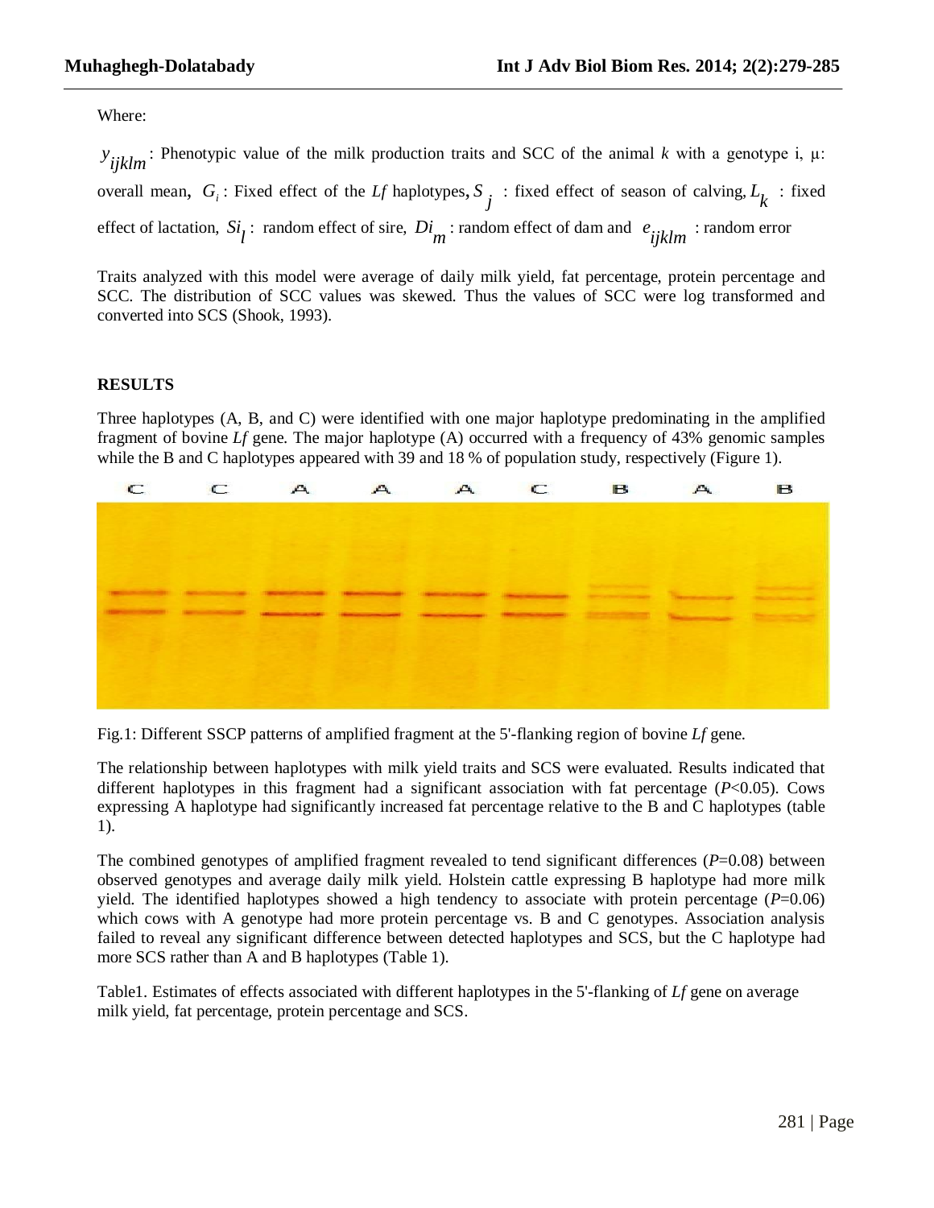Where:

$y_{ijklm}$: Phenotypic value of the milk production traits and SCC of the animal *k* with a genotype i, μ: overall mean, $G_i$: Fixed effect of the *Lf* haplotypes, $S_j$ : fixed effect of season of calving, $L_k$ : fixed effect of lactation, $Si_l$ : random effect of sire, $Di_m$ : random effect of dam and $e_{ijklm}$ : random error

Traits analyzed with this model were average of daily milk yield, fat percentage, protein percentage and SCC. The distribution of SCC values was skewed. Thus the values of SCC were log transformed and converted into SCS (Shook, 1993).

## RESULTS

Three haplotypes (A, B, and C) were identified with one major haplotype predominating in the amplified fragment of bovine *Lf* gene. The major haplotype (A) occurred with a frequency of 43% genomic samples while the B and C haplotypes appeared with 39 and 18 % of population study, respectively (Figure 1).

Fig.1: Different SSCP patterns of amplified fragment at the 5'-flanking region of bovine *Lf* gene.

The relationship between haplotypes with milk yield traits and SCS were evaluated. Results indicated that different haplotypes in this fragment had a significant association with fat percentage ($P$<0.05). Cows expressing A haplotype had significantly increased fat percentage relative to the B and C haplotypes (table 1).

The combined genotypes of amplified fragment revealed to tend significant differences ($P$=0.08) between observed genotypes and average daily milk yield. Holstein cattle expressing B haplotype had more milk yield. The identified haplotypes showed a high tendency to associate with protein percentage ($P$=0.06) which cows with A genotype had more protein percentage vs. B and C genotypes. Association analysis failed to reveal any significant difference between detected haplotypes and SCS, but the C haplotype had more SCS rather than A and B haplotypes (Table 1).

Table1. Estimates of effects associated with different haplotypes in the 5'-flanking of *Lf* gene on average milk yield, fat percentage, protein percentage and SCS.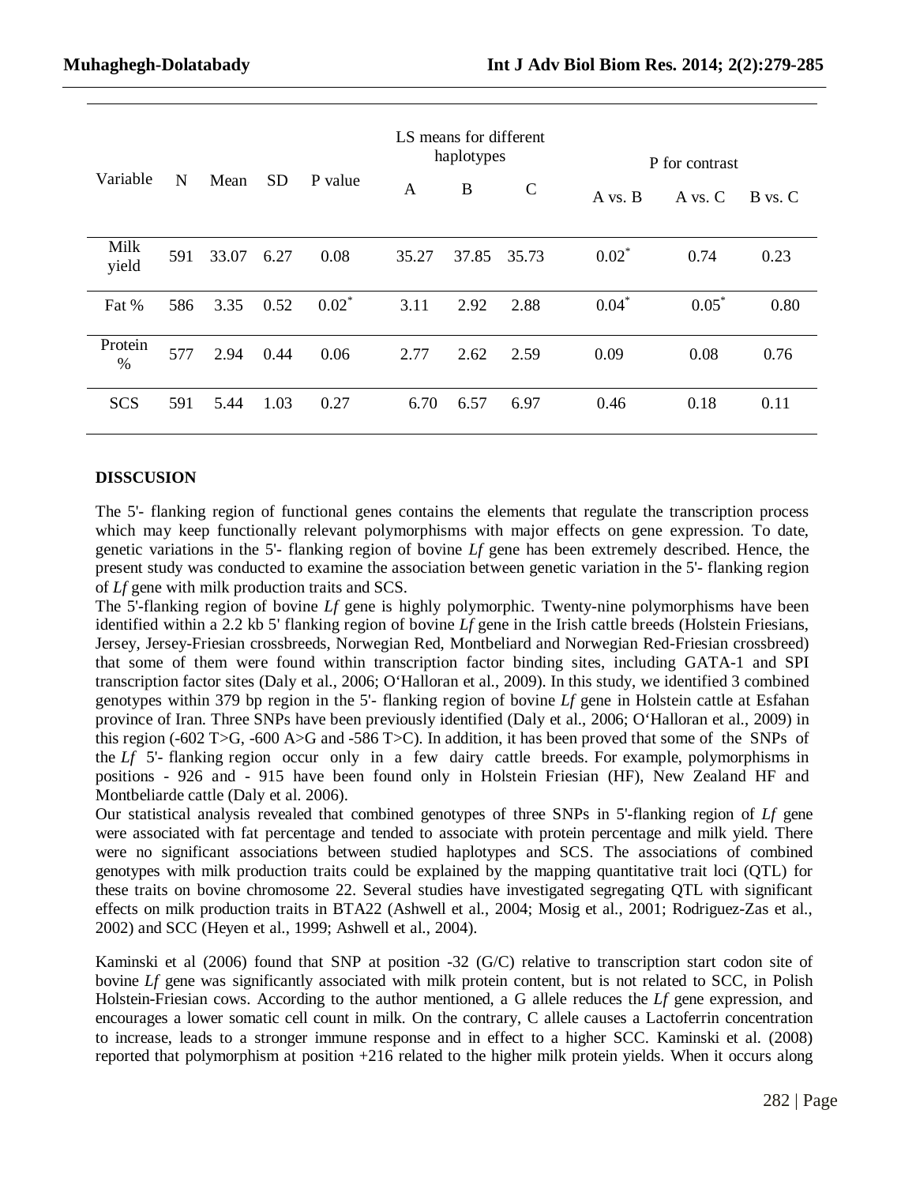| Variable | N | Mean | SD | P value | LS means for different haplotypes | | | P for contrast | | |
|---|---|---|---|---|---|---|---|---|---|---|
| | | | | | A | B | C | A vs. B | A vs. C | B vs. C |
| Milk yield | 591 | 33.07 | 6.27 | 0.08 | 35.27 | 37.85 | 35.73 | 0.02* | 0.74 | 0.23 |
| Fat % | 586 | 3.35 | 0.52 | 0.02* | 3.11 | 2.92 | 2.88 | 0.04* | 0.05* | 0.80 |
| Protein % | 577 | 2.94 | 0.44 | 0.06 | 2.77 | 2.62 | 2.59 | 0.09 | 0.08 | 0.76 |
| SCS | 591 | 5.44 | 1.03 | 0.27 | 6.70 | 6.57 | 6.97 | 0.46 | 0.18 | 0.11 |

## DISSCUSION

The 5'- flanking region of functional genes contains the elements that regulate the transcription process which may keep functionally relevant polymorphisms with major effects on gene expression. To date, genetic variations in the 5'- flanking region of bovine *Lf* gene has been extremely described. Hence, the present study was conducted to examine the association between genetic variation in the 5'- flanking region of *Lf* gene with milk production traits and SCS.

The 5'-flanking region of bovine *Lf* gene is highly polymorphic. Twenty-nine polymorphisms have been identified within a 2.2 kb 5' flanking region of bovine *Lf* gene in the Irish cattle breeds (Holstein Friesians, Jersey, Jersey-Friesian crossbreeds, Norwegian Red, Montbeliard and Norwegian Red-Friesian crossbreed) that some of them were found within transcription factor binding sites, including GATA-1 and SPI transcription factor sites (Daly et al., 2006; O'Halloran et al., 2009). In this study, we identified 3 combined genotypes within 379 bp region in the 5'- flanking region of bovine *Lf* gene in Holstein cattle at Esfahan province of Iran. Three SNPs have been previously identified (Daly et al., 2006; O'Halloran et al., 2009) in this region (-602 T>G, -600 A>G and -586 T>C). In addition, it has been proved that some of the SNPs of the *Lf* 5'- flanking region occur only in a few dairy cattle breeds. For example, polymorphisms in positions - 926 and - 915 have been found only in Holstein Friesian (HF), New Zealand HF and Montbeliarde cattle (Daly et al. 2006).

Our statistical analysis revealed that combined genotypes of three SNPs in 5'-flanking region of *Lf* gene were associated with fat percentage and tended to associate with protein percentage and milk yield. There were no significant associations between studied haplotypes and SCS. The associations of combined genotypes with milk production traits could be explained by the mapping quantitative trait loci (QTL) for these traits on bovine chromosome 22. Several studies have investigated segregating QTL with significant effects on milk production traits in BTA22 (Ashwell et al., 2004; Mosig et al., 2001; Rodriguez-Zas et al., 2002) and SCC (Heyen et al., 1999; Ashwell et al., 2004).

Kaminski et al (2006) found that SNP at position -32 (G/C) relative to transcription start codon site of bovine *Lf* gene was significantly associated with milk protein content, but is not related to SCC, in Polish Holstein-Friesian cows. According to the author mentioned, a G allele reduces the *Lf* gene expression, and encourages a lower somatic cell count in milk. On the contrary, C allele causes a Lactoferrin concentration to increase, leads to a stronger immune response and in effect to a higher SCC. Kaminski et al. (2008) reported that polymorphism at position +216 related to the higher milk protein yields. When it occurs along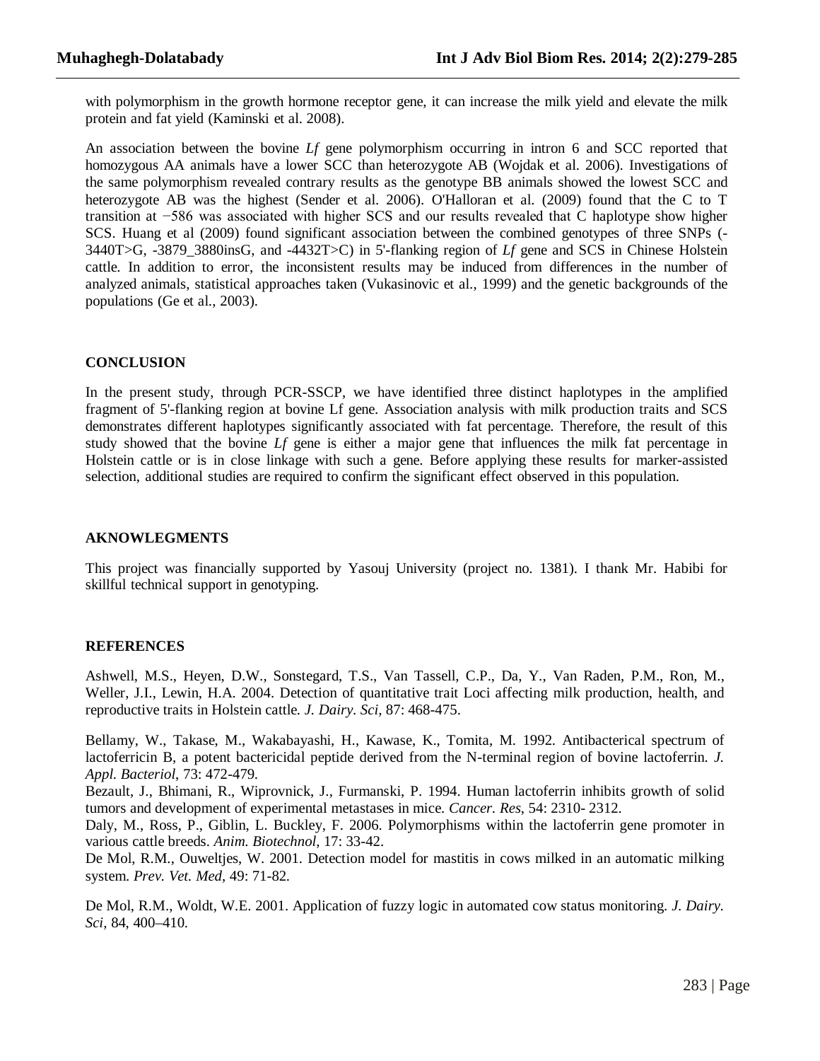with polymorphism in the growth hormone receptor gene, it can increase the milk yield and elevate the milk protein and fat yield (Kaminski et al. 2008).

An association between the bovine *Lf* gene polymorphism occurring in intron 6 and SCC reported that homozygous AA animals have a lower SCC than heterozygote AB (Wojdak et al. 2006). Investigations of the same polymorphism revealed contrary results as the genotype BB animals showed the lowest SCC and heterozygote AB was the highest (Sender et al. 2006). O'Halloran et al. (2009) found that the C to T transition at −586 was associated with higher SCS and our results revealed that C haplotype show higher SCS. Huang et al (2009) found significant association between the combined genotypes of three SNPs (-3440T>G, -3879_3880insG, and -4432T>C) in 5'-flanking region of *Lf* gene and SCS in Chinese Holstein cattle. In addition to error, the inconsistent results may be induced from differences in the number of analyzed animals, statistical approaches taken (Vukasinovic et al., 1999) and the genetic backgrounds of the populations (Ge et al., 2003).

## CONCLUSION

In the present study, through PCR-SSCP, we have identified three distinct haplotypes in the amplified fragment of 5'-flanking region at bovine Lf gene. Association analysis with milk production traits and SCS demonstrates different haplotypes significantly associated with fat percentage. Therefore, the result of this study showed that the bovine *Lf* gene is either a major gene that influences the milk fat percentage in Holstein cattle or is in close linkage with such a gene. Before applying these results for marker-assisted selection, additional studies are required to confirm the significant effect observed in this population.

## AKNOWLEGMENTS

This project was financially supported by Yasouj University (project no. 1381). I thank Mr. Habibi for skillful technical support in genotyping.

## REFERENCES

Ashwell, M.S., Heyen, D.W., Sonstegard, T.S., Van Tassell, C.P., Da, Y., Van Raden, P.M., Ron, M., Weller, J.I., Lewin, H.A. 2004. Detection of quantitative trait Loci affecting milk production, health, and reproductive traits in Holstein cattle. *J. Dairy. Sci*, 87: 468-475.

Bellamy, W., Takase, M., Wakabayashi, H., Kawase, K., Tomita, M. 1992. Antibacterical spectrum of lactoferricin B, a potent bactericidal peptide derived from the N-terminal region of bovine lactoferrin. *J. Appl. Bacteriol*, 73: 472-479.

Bezault, J., Bhimani, R., Wiprovnick, J., Furmanski, P. 1994. Human lactoferrin inhibits growth of solid tumors and development of experimental metastases in mice. *Cancer. Res*, 54: 2310- 2312.

Daly, M., Ross, P., Giblin, L. Buckley, F. 2006. Polymorphisms within the lactoferrin gene promoter in various cattle breeds. *Anim. Biotechnol*, 17: 33-42.

De Mol, R.M., Ouweltjes, W. 2001. Detection model for mastitis in cows milked in an automatic milking system. *Prev. Vet. Med*, 49: 71-82.

De Mol, R.M., Woldt, W.E. 2001. Application of fuzzy logic in automated cow status monitoring. *J. Dairy. Sci*, 84, 400–410.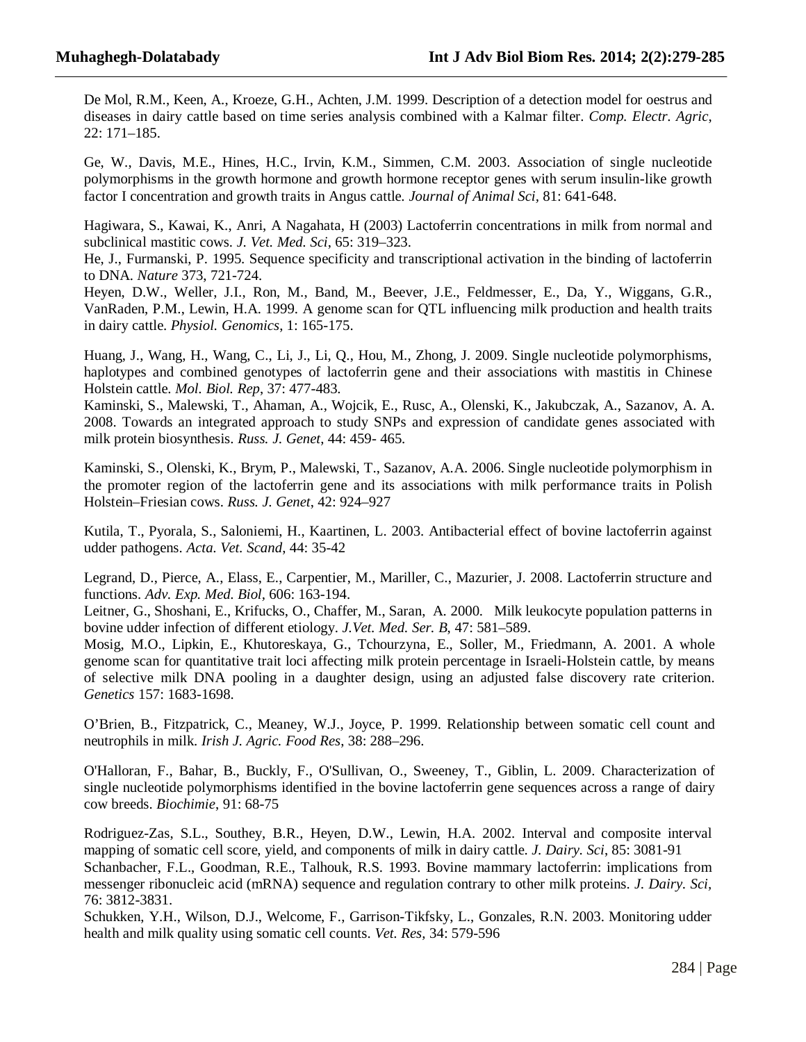De Mol, R.M., Keen, A., Kroeze, G.H., Achten, J.M. 1999. Description of a detection model for oestrus and diseases in dairy cattle based on time series analysis combined with a Kalmar filter. *Comp. Electr. Agric*, 22: 171–185.

Ge, W., Davis, M.E., Hines, H.C., Irvin, K.M., Simmen, C.M. 2003. Association of single nucleotide polymorphisms in the growth hormone and growth hormone receptor genes with serum insulin-like growth factor I concentration and growth traits in Angus cattle. *Journal of Animal Sci*, 81: 641-648.

Hagiwara, S., Kawai, K., Anri, A Nagahata, H (2003) Lactoferrin concentrations in milk from normal and subclinical mastitic cows. *J. Vet. Med. Sci*, 65: 319–323.

He, J., Furmanski, P. 1995. Sequence specificity and transcriptional activation in the binding of lactoferrin to DNA. *Nature* 373, 721-724.

Heyen, D.W., Weller, J.I., Ron, M., Band, M., Beever, J.E., Feldmesser, E., Da, Y., Wiggans, G.R., VanRaden, P.M., Lewin, H.A. 1999. A genome scan for QTL influencing milk production and health traits in dairy cattle. *Physiol. Genomics*, 1: 165-175.

Huang, J., Wang, H., Wang, C., Li, J., Li, Q., Hou, M., Zhong, J. 2009. Single nucleotide polymorphisms, haplotypes and combined genotypes of lactoferrin gene and their associations with mastitis in Chinese Holstein cattle. *Mol. Biol. Rep*, 37: 477-483.

Kaminski, S., Malewski, T., Ahaman, A., Wojcik, E., Rusc, A., Olenski, K., Jakubczak, A., Sazanov, A. A. 2008. Towards an integrated approach to study SNPs and expression of candidate genes associated with milk protein biosynthesis. *Russ. J. Genet*, 44: 459- 465.

Kaminski, S., Olenski, K., Brym, P., Malewski, T., Sazanov, A.A. 2006. Single nucleotide polymorphism in the promoter region of the lactoferrin gene and its associations with milk performance traits in Polish Holstein–Friesian cows. *Russ. J. Genet*, 42: 924–927

Kutila, T., Pyorala, S., Saloniemi, H., Kaartinen, L. 2003. Antibacterial effect of bovine lactoferrin against udder pathogens. *Acta. Vet. Scand*, 44: 35-42

Legrand, D., Pierce, A., Elass, E., Carpentier, M., Mariller, C., Mazurier, J. 2008. Lactoferrin structure and functions. *Adv. Exp. Med. Biol*, 606: 163-194.

Leitner, G., Shoshani, E., Krifucks, O., Chaffer, M., Saran, A. 2000. Milk leukocyte population patterns in bovine udder infection of different etiology. *J.Vet. Med. Ser. B*, 47: 581–589.

Mosig, M.O., Lipkin, E., Khutoreskaya, G., Tchourzyna, E., Soller, M., Friedmann, A. 2001. A whole genome scan for quantitative trait loci affecting milk protein percentage in Israeli-Holstein cattle, by means of selective milk DNA pooling in a daughter design, using an adjusted false discovery rate criterion. *Genetics* 157: 1683-1698.

O'Brien, B., Fitzpatrick, C., Meaney, W.J., Joyce, P. 1999. Relationship between somatic cell count and neutrophils in milk. *Irish J. Agric. Food Res*, 38: 288–296.

O'Halloran, F., Bahar, B., Buckly, F., O'Sullivan, O., Sweeney, T., Giblin, L. 2009. Characterization of single nucleotide polymorphisms identified in the bovine lactoferrin gene sequences across a range of dairy cow breeds. *Biochimie*, 91: 68-75

Rodriguez-Zas, S.L., Southey, B.R., Heyen, D.W., Lewin, H.A. 2002. Interval and composite interval mapping of somatic cell score, yield, and components of milk in dairy cattle. *J. Dairy. Sci*, 85: 3081-91

Schanbacher, F.L., Goodman, R.E., Talhouk, R.S. 1993. Bovine mammary lactoferrin: implications from messenger ribonucleic acid (mRNA) sequence and regulation contrary to other milk proteins. *J. Dairy. Sci*, 76: 3812-3831.

Schukken, Y.H., Wilson, D.J., Welcome, F., Garrison-Tikfsky, L., Gonzales, R.N. 2003. Monitoring udder health and milk quality using somatic cell counts. *Vet. Res*, 34: 579-596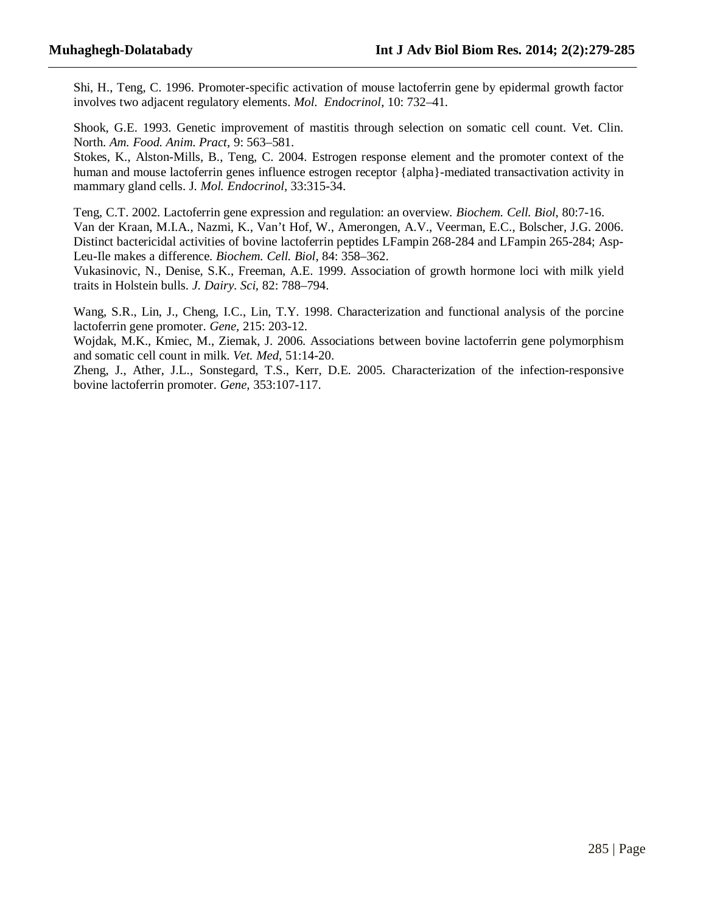Shi, H., Teng, C. 1996. Promoter-specific activation of mouse lactoferrin gene by epidermal growth factor involves two adjacent regulatory elements. *Mol. Endocrinol*, 10: 732–41.

Shook, G.E. 1993. Genetic improvement of mastitis through selection on somatic cell count. Vet. Clin. North. *Am. Food. Anim. Pract*, 9: 563–581.

Stokes, K., Alston-Mills, B., Teng, C. 2004. Estrogen response element and the promoter context of the human and mouse lactoferrin genes influence estrogen receptor {alpha}-mediated transactivation activity in mammary gland cells. J. *Mol. Endocrinol*, 33:315-34.

Teng, C.T. 2002. Lactoferrin gene expression and regulation: an overview. *Biochem. Cell. Biol*, 80:7-16.

Van der Kraan, M.I.A., Nazmi, K., Van't Hof, W., Amerongen, A.V., Veerman, E.C., Bolscher, J.G. 2006. Distinct bactericidal activities of bovine lactoferrin peptides LFampin 268-284 and LFampin 265-284; Asp-Leu-Ile makes a difference. *Biochem. Cell. Biol*, 84: 358–362.

Vukasinovic, N., Denise, S.K., Freeman, A.E. 1999. Association of growth hormone loci with milk yield traits in Holstein bulls. *J. Dairy. Sci*, 82: 788–794.

Wang, S.R., Lin, J., Cheng, I.C., Lin, T.Y. 1998. Characterization and functional analysis of the porcine lactoferrin gene promoter. *Gene*, 215: 203-12.

Wojdak, M.K., Kmiec, M., Ziemak, J. 2006. Associations between bovine lactoferrin gene polymorphism and somatic cell count in milk. *Vet. Med*, 51:14-20.

Zheng, J., Ather, J.L., Sonstegard, T.S., Kerr, D.E. 2005. Characterization of the infection-responsive bovine lactoferrin promoter. *Gene,* 353:107-117.